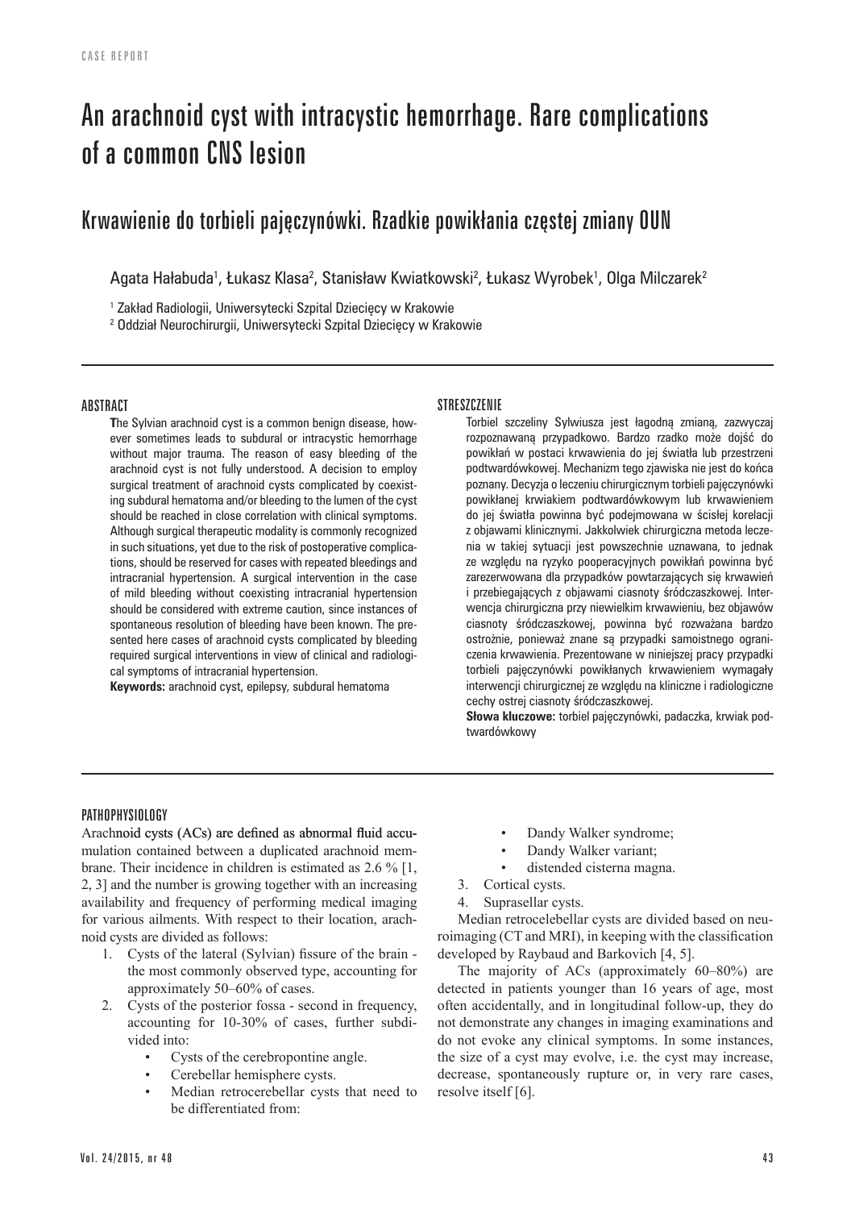CASE REPORT

# An arachnoid cyst with intracystic hemorrhage. Rare complications of a common CNS lesion

## Krwawienie do torbieli pajęczynówki. Rzadkie powikłania częstej zmiany OUN

Agata Hałabuda[1], Łukasz Klasa[2], Stanisław Kwiatkowski[2], Łukasz Wyrobek[1], Olga Milczarek[2]

[1] Zakład Radiologii, Uniwersytecki Szpital Dziecięcy w Krakowie

[2] Oddział Neurochirurgii, Uniwersytecki Szpital Dziecięcy w Krakowie

### ABSTRACT

**T**he Sylvian arachnoid cyst is a common benign disease, however sometimes leads to subdural or intracystic hemorrhage without major trauma. The reason of easy bleeding of the arachnoid cyst is not fully understood. A decision to employ surgical treatment of arachnoid cysts complicated by coexisting subdural hematoma and/or bleeding to the lumen of the cyst should be reached in close correlation with clinical symptoms. Although surgical therapeutic modality is commonly recognized in such situations, yet due to the risk of postoperative complications, should be reserved for cases with repeated bleedings and intracranial hypertension. A surgical intervention in the case of mild bleeding without coexisting intracranial hypertension should be considered with extreme caution, since instances of spontaneous resolution of bleeding have been known. The presented here cases of arachnoid cysts complicated by bleeding required surgical interventions in view of clinical and radiological symptoms of intracranial hypertension.

**Keywords:** arachnoid cyst, epilepsy, subdural hematoma

### STRESZCZENIE

Torbiel szczeliny Sylwiusza jest łagodną zmianą, zazwyczaj rozpoznawaną przypadkowo. Bardzo rzadko może dojść do powikłań w postaci krwawienia do jej światła lub przestrzeni podtwardówkowej. Mechanizm tego zjawiska nie jest do końca poznany. Decyzja o leczeniu chirurgicznym torbieli pajęczynówki powikłanej krwiakiem podtwardówkowym lub krwawieniem do jej światła powinna być podejmowana w ścisłej korelacji z objawami klinicznymi. Jakkolwiek chirurgiczna metoda leczenia w takiej sytuacji jest powszechnie uznawana, to jednak ze względu na ryzyko pooperacyjnych powikłań powinna być zarezerwowana dla przypadków powtarzających się krwawień i przebiegających z objawami ciasnoty śródczaszkowej. Interwencja chirurgiczna przy niewielkim krwawieniu, bez objawów ciasnoty śródczaszkowej, powinna być rozważana bardzo ostrożnie, ponieważ znane są przypadki samoistnego ograniczenia krwawienia. Prezentowane w niniejszej pracy przypadki torbieli pajęczynówki powikłanych krwawieniem wymagały interwencji chirurgicznej ze względu na kliniczne i radiologiczne cechy ostrej ciasnoty śródczaszkowej.

**Słowa kluczowe:** torbiel pajęczynówki, padaczka, krwiak podtwardówkowy

### PATHOPHYSIOLOGY

Arachnoid cysts (ACs) are defined as abnormal fluid accumulation contained between a duplicated arachnoid membrane. Their incidence in children is estimated as 2.6 % [1, 2, 3] and the number is growing together with an increasing availability and frequency of performing medical imaging for various ailments. With respect to their location, arachnoid cysts are divided as follows:

1. Cysts of the lateral (Sylvian) fissure of the brain - the most commonly observed type, accounting for approximately 50–60% of cases.
2. Cysts of the posterior fossa - second in frequency, accounting for 10-30% of cases, further subdivided into:
   - Cysts of the cerebropontine angle.
   - Cerebellar hemisphere cysts.
   - Median retrocerebellar cysts that need to be differentiated from:
     - Dandy Walker syndrome;
     - Dandy Walker variant;
     - distended cisterna magna.
3. Cortical cysts.
4. Suprasellar cysts.

Median retrocelebellar cysts are divided based on neuroimaging (CT and MRI), in keeping with the classification developed by Raybaud and Barkovich [4, 5].

The majority of ACs (approximately 60–80%) are detected in patients younger than 16 years of age, most often accidentally, and in longitudinal follow-up, they do not demonstrate any changes in imaging examinations and do not evoke any clinical symptoms. In some instances, the size of a cyst may evolve, i.e. the cyst may increase, decrease, spontaneously rupture or, in very rare cases, resolve itself [6].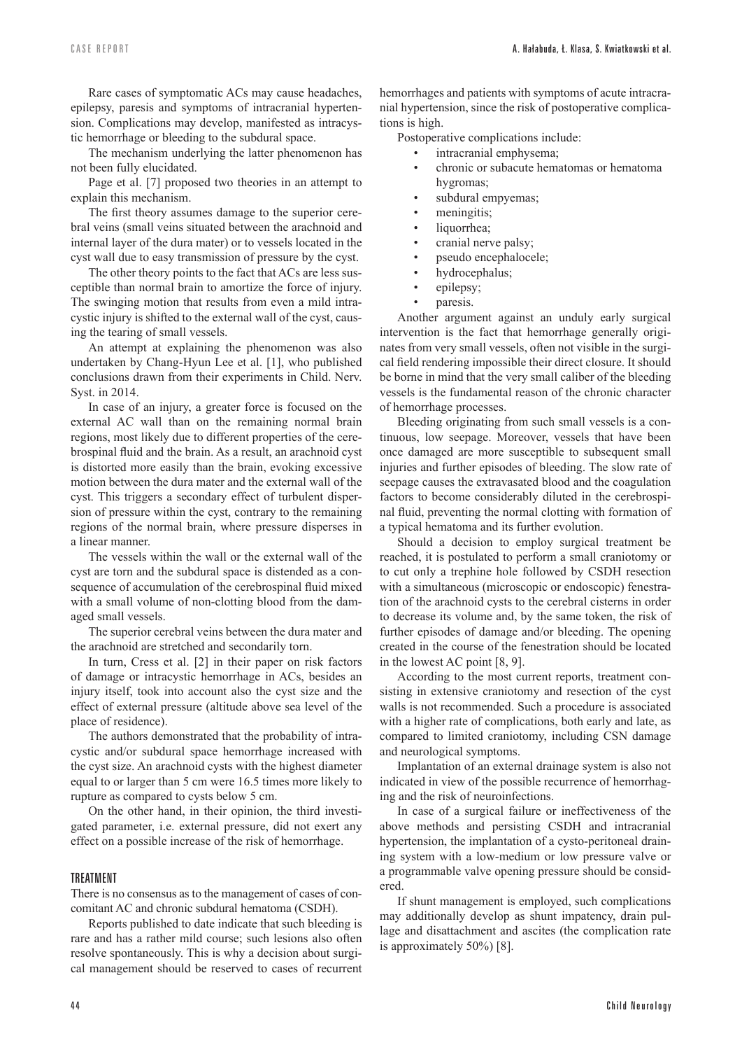Rare cases of symptomatic ACs may cause headaches, epilepsy, paresis and symptoms of intracranial hypertension. Complications may develop, manifested as intracystic hemorrhage or bleeding to the subdural space.

The mechanism underlying the latter phenomenon has not been fully elucidated.

Page et al. [7] proposed two theories in an attempt to explain this mechanism.

The first theory assumes damage to the superior cerebral veins (small veins situated between the arachnoid and internal layer of the dura mater) or to vessels located in the cyst wall due to easy transmission of pressure by the cyst.

The other theory points to the fact that ACs are less susceptible than normal brain to amortize the force of injury. The swinging motion that results from even a mild intracystic injury is shifted to the external wall of the cyst, causing the tearing of small vessels.

An attempt at explaining the phenomenon was also undertaken by Chang-Hyun Lee et al. [1], who published conclusions drawn from their experiments in Child. Nerv. Syst. in 2014.

In case of an injury, a greater force is focused on the external AC wall than on the remaining normal brain regions, most likely due to different properties of the cerebrospinal fluid and the brain. As a result, an arachnoid cyst is distorted more easily than the brain, evoking excessive motion between the dura mater and the external wall of the cyst. This triggers a secondary effect of turbulent dispersion of pressure within the cyst, contrary to the remaining regions of the normal brain, where pressure disperses in a linear manner.

The vessels within the wall or the external wall of the cyst are torn and the subdural space is distended as a consequence of accumulation of the cerebrospinal fluid mixed with a small volume of non-clotting blood from the damaged small vessels.

The superior cerebral veins between the dura mater and the arachnoid are stretched and secondarily torn.

In turn, Cress et al. [2] in their paper on risk factors of damage or intracystic hemorrhage in ACs, besides an injury itself, took into account also the cyst size and the effect of external pressure (altitude above sea level of the place of residence).

The authors demonstrated that the probability of intracystic and/or subdural space hemorrhage increased with the cyst size. An arachnoid cysts with the highest diameter equal to or larger than 5 cm were 16.5 times more likely to rupture as compared to cysts below 5 cm.

On the other hand, in their opinion, the third investigated parameter, i.e. external pressure, did not exert any effect on a possible increase of the risk of hemorrhage.

## TREATMENT

There is no consensus as to the management of cases of concomitant AC and chronic subdural hematoma (CSDH).

Reports published to date indicate that such bleeding is rare and has a rather mild course; such lesions also often resolve spontaneously. This is why a decision about surgical management should be reserved to cases of recurrent hemorrhages and patients with symptoms of acute intracranial hypertension, since the risk of postoperative complications is high.

Postoperative complications include:

- intracranial emphysema;
- chronic or subacute hematomas or hematoma hygromas;
- subdural empyemas;
- meningitis;
- liquorrhea;
- cranial nerve palsy;
- pseudo encephalocele;
- hydrocephalus;
- epilepsy;
- paresis.

Another argument against an unduly early surgical intervention is the fact that hemorrhage generally originates from very small vessels, often not visible in the surgical field rendering impossible their direct closure. It should be borne in mind that the very small caliber of the bleeding vessels is the fundamental reason of the chronic character of hemorrhage processes.

Bleeding originating from such small vessels is a continuous, low seepage. Moreover, vessels that have been once damaged are more susceptible to subsequent small injuries and further episodes of bleeding. The slow rate of seepage causes the extravasated blood and the coagulation factors to become considerably diluted in the cerebrospinal fluid, preventing the normal clotting with formation of a typical hematoma and its further evolution.

Should a decision to employ surgical treatment be reached, it is postulated to perform a small craniotomy or to cut only a trephine hole followed by CSDH resection with a simultaneous (microscopic or endoscopic) fenestration of the arachnoid cysts to the cerebral cisterns in order to decrease its volume and, by the same token, the risk of further episodes of damage and/or bleeding. The opening created in the course of the fenestration should be located in the lowest AC point [8, 9].

According to the most current reports, treatment consisting in extensive craniotomy and resection of the cyst walls is not recommended. Such a procedure is associated with a higher rate of complications, both early and late, as compared to limited craniotomy, including CSN damage and neurological symptoms.

Implantation of an external drainage system is also not indicated in view of the possible recurrence of hemorrhaging and the risk of neuroinfections.

In case of a surgical failure or ineffectiveness of the above methods and persisting CSDH and intracranial hypertension, the implantation of a cysto-peritoneal draining system with a low-medium or low pressure valve or a programmable valve opening pressure should be considered.

If shunt management is employed, such complications may additionally develop as shunt impatency, drain pullage and disattachment and ascites (the complication rate is approximately 50%) [8].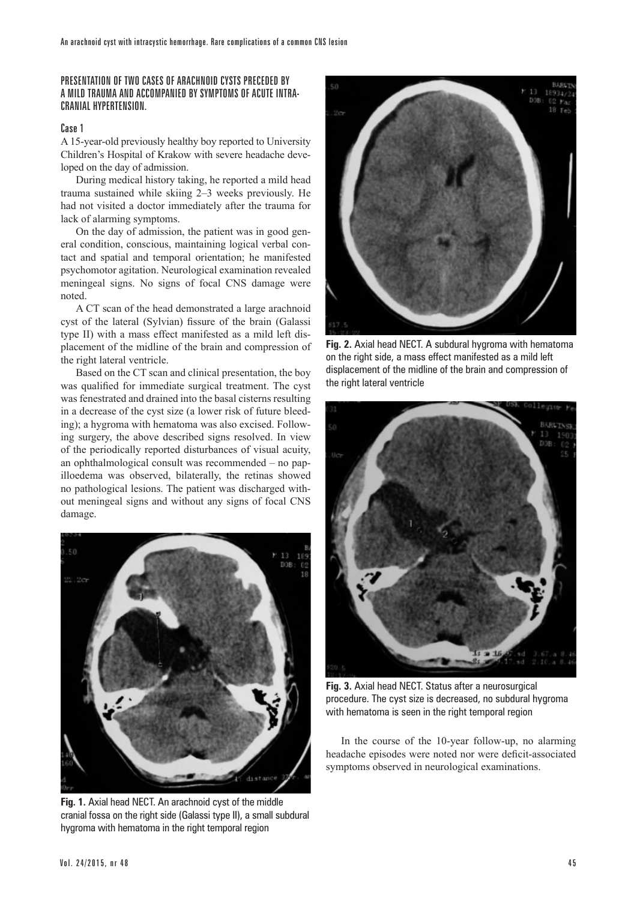## PRESENTATION OF TWO CASES OF ARACHNOID CYSTS PRECEDED BY A MILD TRAUMA AND ACCOMPANIED BY SYMPTOMS OF ACUTE INTRACRANIAL HYPERTENSION.

### Case 1

A 15-year-old previously healthy boy reported to University Children's Hospital of Krakow with severe headache developed on the day of admission.

During medical history taking, he reported a mild head trauma sustained while skiing 2–3 weeks previously. He had not visited a doctor immediately after the trauma for lack of alarming symptoms.

On the day of admission, the patient was in good general condition, conscious, maintaining logical verbal contact and spatial and temporal orientation; he manifested psychomotor agitation. Neurological examination revealed meningeal signs. No signs of focal CNS damage were noted.

A CT scan of the head demonstrated a large arachnoid cyst of the lateral (Sylvian) fissure of the brain (Galassi type II) with a mass effect manifested as a mild left displacement of the midline of the brain and compression of the right lateral ventricle.

Based on the CT scan and clinical presentation, the boy was qualified for immediate surgical treatment. The cyst was fenestrated and drained into the basal cisterns resulting in a decrease of the cyst size (a lower risk of future bleeding); a hygroma with hematoma was also excised. Following surgery, the above described signs resolved. In view of the periodically reported disturbances of visual acuity, an ophthalmological consult was recommended – no papilloedema was observed, bilaterally, the retinas showed no pathological lesions. The patient was discharged without meningeal signs and without any signs of focal CNS damage.

**Fig. 1.** Axial head NECT. An arachnoid cyst of the middle cranial fossa on the right side (Galassi type II), a small subdural hygroma with hematoma in the right temporal region

**Fig. 2.** Axial head NECT. A subdural hygroma with hematoma on the right side, a mass effect manifested as a mild left displacement of the midline of the brain and compression of the right lateral ventricle

**Fig. 3.** Axial head NECT. Status after a neurosurgical procedure. The cyst size is decreased, no subdural hygroma with hematoma is seen in the right temporal region

In the course of the 10-year follow-up, no alarming headache episodes were noted nor were deficit-associated symptoms observed in neurological examinations.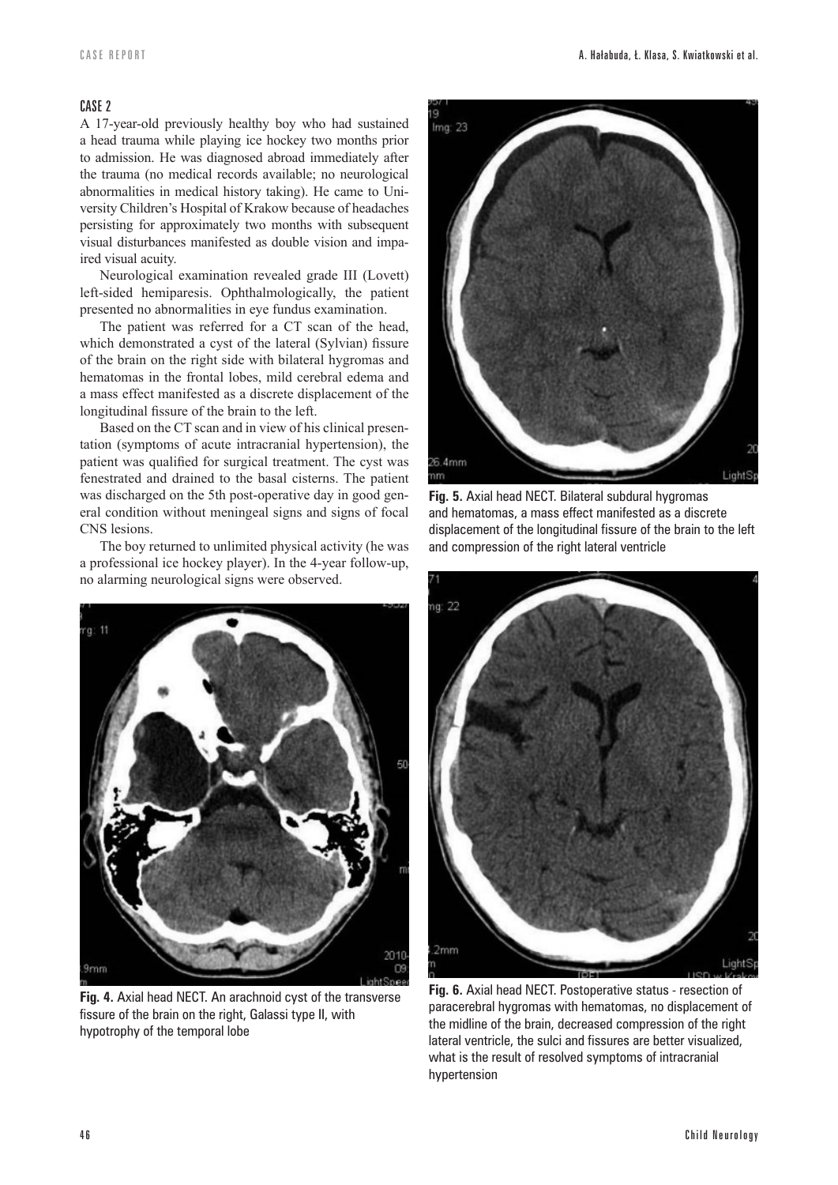## CASE 2

A 17-year-old previously healthy boy who had sustained a head trauma while playing ice hockey two months prior to admission. He was diagnosed abroad immediately after the trauma (no medical records available; no neurological abnormalities in medical history taking). He came to University Children's Hospital of Krakow because of headaches persisting for approximately two months with subsequent visual disturbances manifested as double vision and impaired visual acuity.

Neurological examination revealed grade III (Lovett) left-sided hemiparesis. Ophthalmologically, the patient presented no abnormalities in eye fundus examination.

The patient was referred for a CT scan of the head, which demonstrated a cyst of the lateral (Sylvian) fissure of the brain on the right side with bilateral hygromas and hematomas in the frontal lobes, mild cerebral edema and a mass effect manifested as a discrete displacement of the longitudinal fissure of the brain to the left.

Based on the CT scan and in view of his clinical presentation (symptoms of acute intracranial hypertension), the patient was qualified for surgical treatment. The cyst was fenestrated and drained to the basal cisterns. The patient was discharged on the 5th post-operative day in good general condition without meningeal signs and signs of focal CNS lesions.

The boy returned to unlimited physical activity (he was a professional ice hockey player). In the 4-year follow-up, no alarming neurological signs were observed.

**Fig. 4.** Axial head NECT. An arachnoid cyst of the transverse fissure of the brain on the right, Galassi type II, with hypotrophy of the temporal lobe

**Fig. 5.** Axial head NECT. Bilateral subdural hygromas and hematomas, a mass effect manifested as a discrete displacement of the longitudinal fissure of the brain to the left and compression of the right lateral ventricle

**Fig. 6.** Axial head NECT. Postoperative status - resection of paracerebral hygromas with hematomas, no displacement of the midline of the brain, decreased compression of the right lateral ventricle, the sulci and fissures are better visualized, what is the result of resolved symptoms of intracranial hypertension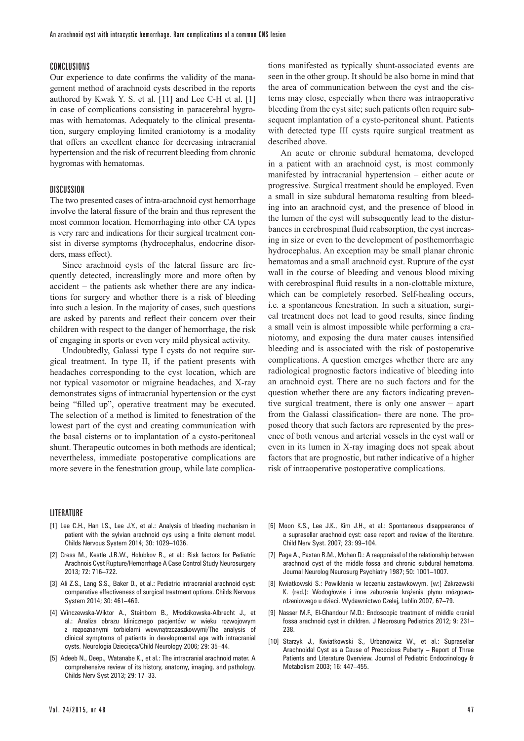## CONCLUSIONS

Our experience to date confirms the validity of the management method of arachnoid cysts described in the reports authored by Kwak Y. S. et al. [11] and Lee C-H et al. [1] in case of complications consisting in paracerebral hygromas with hematomas. Adequately to the clinical presentation, surgery employing limited craniotomy is a modality that offers an excellent chance for decreasing intracranial hypertension and the risk of recurrent bleeding from chronic hygromas with hematomas.

## DISCUSSION

The two presented cases of intra-arachnoid cyst hemorrhage involve the lateral fissure of the brain and thus represent the most common location. Hemorrhaging into other CA types is very rare and indications for their surgical treatment consist in diverse symptoms (hydrocephalus, endocrine disorders, mass effect).

Since arachnoid cysts of the lateral fissure are frequently detected, increaslingly more and more often by accident – the patients ask whether there are any indications for surgery and whether there is a risk of bleeding into such a lesion. In the majority of cases, such questions are asked by parents and reflect their concern over their children with respect to the danger of hemorrhage, the risk of engaging in sports or even very mild physical activity.

Undoubtedly, Galassi type I cysts do not require surgical treatment. In type II, if the patient presents with headaches corresponding to the cyst location, which are not typical vasomotor or migraine headaches, and X-ray demonstrates signs of intracranial hypertension or the cyst being "filled up", operative treatment may be executed. The selection of a method is limited to fenestration of the lowest part of the cyst and creating communication with the basal cisterns or to implantation of a cysto-peritoneal shunt. Therapeutic outcomes in both methods are identical; nevertheless, immediate postoperative complications are more severe in the fenestration group, while late complications manifested as typically shunt-associated events are seen in the other group. It should be also borne in mind that the area of communication between the cyst and the cisterns may close, especially when there was intraoperative bleeding from the cyst site; such patients often require subsequent implantation of a cysto-peritoneal shunt. Patients with detected type III cysts rquire surgical treatment as described above.

An acute or chronic subdural hematoma, developed in a patient with an arachnoid cyst, is most commonly manifested by intracranial hypertension – either acute or progressive. Surgical treatment should be employed. Even a small in size subdural hematoma resulting from bleeding into an arachnoid cyst, and the presence of blood in the lumen of the cyst will subsequently lead to the disturbances in cerebrospinal fluid reabsorption, the cyst increasing in size or even to the development of posthemorrhagic hydrocephalus. An exception may be small planar chronic hematomas and a small arachnoid cyst. Rupture of the cyst wall in the course of bleeding and venous blood mixing with cerebrospinal fluid results in a non-clottable mixture, which can be completely resorbed. Self-healing occurs, i.e. a spontaneous fenestration. In such a situation, surgical treatment does not lead to good results, since finding a small vein is almost impossible while performing a craniotomy, and exposing the dura mater causes intensified bleeding and is associated with the risk of postoperative complications. A question emerges whether there are any radiological prognostic factors indicative of bleeding into an arachnoid cyst. There are no such factors and for the question whether there are any factors indicating preventive surgical treatment, there is only one answer – apart from the Galassi classification- there are none. The proposed theory that such factors are represented by the presence of both venous and arterial vessels in the cyst wall or even in its lumen in X-ray imaging does not speak about factors that are prognostic, but rather indicative of a higher risk of intraoperative postoperative complications.

## LITERATURE

[1] Lee C.H., Han I.S., Lee J.Y., et al.: Analysis of bleeding mechanism in patient with the sylvian arachnoid cys using a finite element model. Childs Nervous System 2014; 30: 1029–1036.

[2] Cress M., Kestle J.R.W., Holubkov R., et al.: Risk factors for Pediatric Arachnois Cyst Rupture/Hemorrhage A Case Control Study Neurosurgery 2013; 72: 716–722.

[3] Ali Z.S., Lang S.S., Baker D., et al.: Pediatric intracranial arachnoid cyst: comparative effectiveness of surgical treatment options. Childs Nervous System 2014; 30: 461–469.

[4] Winczewska-Wiktor A., Steinborn B., Młodzikowska-Albrecht J., et al.: Analiza obrazu klinicznego pacjentów w wieku rozwojowym z rozpoznanymi torbielami wewnątrzczaszkowymi/The analysis of clinical symptoms of patients in developmental age with intracranial cysts. Neurologia Dziecięca/Child Neurology 2006; 29: 35–44.

[5] Adeeb N., Deep., Watanabe K., et al.: The intracranial arachnoid mater. A comprehensive review of its history, anatomy, imaging, and pathology. Childs Nerv Syst 2013; 29: 17–33.

[6] Moon K.S., Lee J.K., Kim J.H., et al.: Spontaneous disappearance of a suprasellar arachnoid cyst: case report and review of the literature. Child Nerv Syst. 2007; 23: 99–104.

[7] Page A., Paxtan R.M., Mohan D.: A reappraisal of the relationship between arachnoid cyst of the middle fossa and chronic subdural hematoma. Journal Neurolog Neurosurg Psychiatry 1987; 50: 1001–1007.

[8] Kwiatkowski S.: Powikłania w leczeniu zastawkowym. [w:] Zakrzewski K. (red.): Wodogłowie i inne zaburzenia krążenia płynu mózgowo-rdzeniowego u dzieci. Wydawnictwo Czelej, Lublin 2007, 67–79.

[9] Nasser M.F., El-Ghandour M.D.: Endoscopic treatment of middle cranial fossa arachnoid cyst in children. J Neorosurg Pediatrics 2012; 9: 231–238.

[10] Starzyk J., Kwiatkowski S., Urbanowicz W., et al.: Suprasellar Arachnoidal Cyst as a Cause of Precocious Puberty – Report of Three Patients and Literature Overview. Journal of Pediatric Endocrinology & Metabolism 2003; 16: 447–455.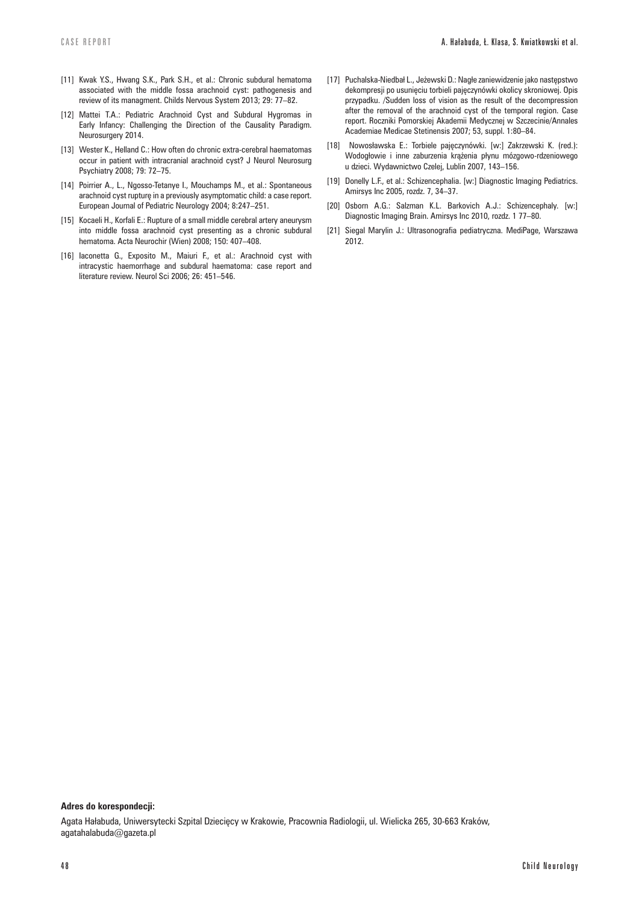[11] Kwak Y.S., Hwang S.K., Park S.H., et al.: Chronic subdural hematoma associated with the middle fossa arachnoid cyst: pathogenesis and review of its managment. Childs Nervous System 2013; 29: 77–82.

[12] Mattei T.A.: Pediatric Arachnoid Cyst and Subdural Hygromas in Early Infancy: Challenging the Direction of the Causality Paradigm. Neurosurgery 2014.

[13] Wester K., Helland C.: How often do chronic extra-cerebral haematomas occur in patient with intracranial arachnoid cyst? J Neurol Neurosurg Psychiatry 2008; 79: 72–75.

[14] Poirrier A., L., Ngosso-Tetanye I., Mouchamps M., et al.: Spontaneous arachnoid cyst rupturę in a previously asymptomatic child: a case report. European Journal of Pediatric Neurology 2004; 8:247–251.

[15] Kocaeli H., Korfali E.: Rupture of a small middle cerebral artery aneurysm into middle fossa arachnoid cyst presenting as a chronic subdural hematoma. Acta Neurochir (Wien) 2008; 150: 407–408.

[16] Iaconetta G., Exposito M., Maiuri F., et al.: Arachnoid cyst with intracystic haemorrhage and subdural haematoma: case report and literature review. Neurol Sci 2006; 26: 451–546.

[17] Puchalska-Niedbał L., Jeżewski D.: Nagłe zaniewidzenie jako następstwo dekompresji po usunięciu torbieli pajęczynówki okolicy skroniowej. Opis przypadku. /Sudden loss of vision as the result of the decompression after the removal of the arachnoid cyst of the temporal region. Case report. Roczniki Pomorskiej Akademii Medycznej w Szczecinie/Annales Academiae Medicae Stetinensis 2007; 53, suppl. 1:80–84.

[18] Nowosławska E.: Torbiele pajęczynówki. [w:] Zakrzewski K. (red.): Wodogłowie i inne zaburzenia krążenia płynu mózgowo-rdzeniowego u dzieci. Wydawnictwo Czelej, Lublin 2007, 143–156.

[19] Donelly L.F., et al.: Schizencephalia. [w:] Diagnostic Imaging Pediatrics. Amirsys Inc 2005, rozdz. 7, 34–37.

[20] Osborn A.G.: Salzman K.L. Barkovich A.J.: Schizencephaly. [w:] Diagnostic Imaging Brain. Amirsys Inc 2010, rozdz. 1 77–80.

[21] Siegal Marylin J.: Ultrasonografia pediatryczna. MediPage, Warszawa 2012.

**Adres do korespondecji:**

Agata Hałabuda, Uniwersytecki Szpital Dziecięcy w Krakowie, Pracownia Radiologii, ul. Wielicka 265, 30-663 Kraków, agatahalabuda@gazeta.pl